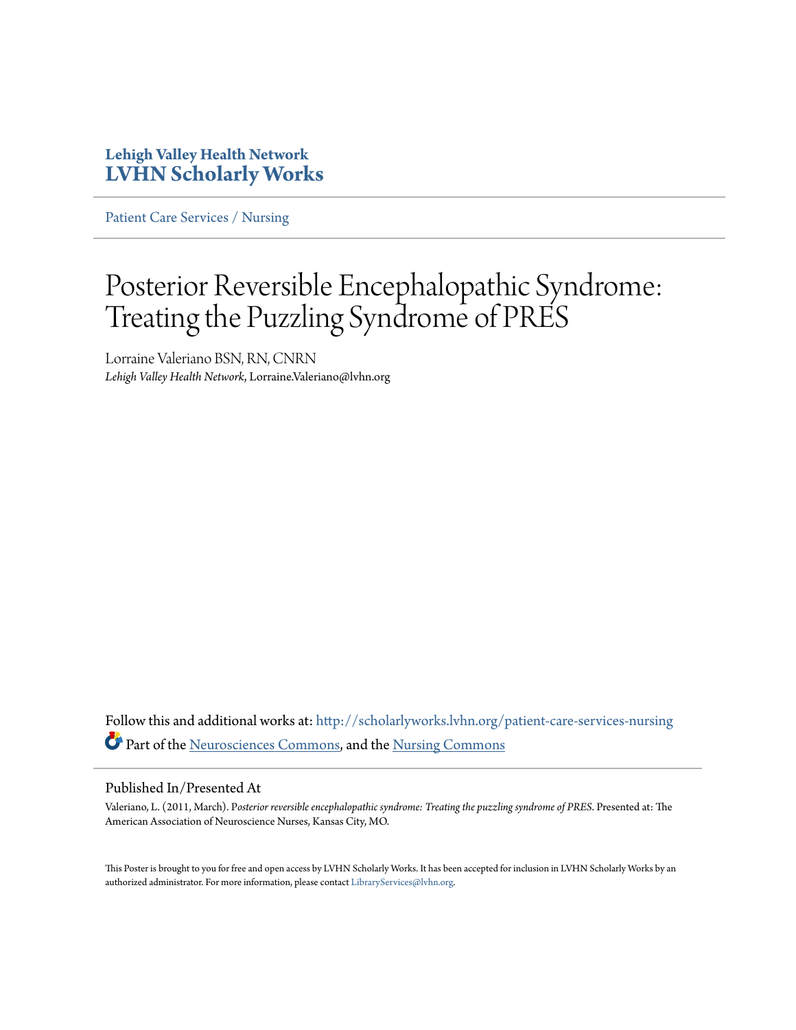**Lehigh Valley Health Network**
**LVHN Scholarly Works**

Patient Care Services / Nursing

# Posterior Reversible Encephalopathic Syndrome: Treating the Puzzling Syndrome of PRES

Lorraine Valeriano BSN, RN, CNRN
*Lehigh Valley Health Network*, Lorraine.Valeriano@lvhn.org

Follow this and additional works at: http://scholarlyworks.lvhn.org/patient-care-services-nursing

Part of the Neurosciences Commons, and the Nursing Commons

## Published In/Presented At

Valeriano, L. (2011, March). *Posterior reversible encephalopathic syndrome: Treating the puzzling syndrome of PRES*. Presented at: The American Association of Neuroscience Nurses, Kansas City, MO.

This Poster is brought to you for free and open access by LVHN Scholarly Works. It has been accepted for inclusion in LVHN Scholarly Works by an authorized administrator. For more information, please contact LibraryServices@lvhn.org.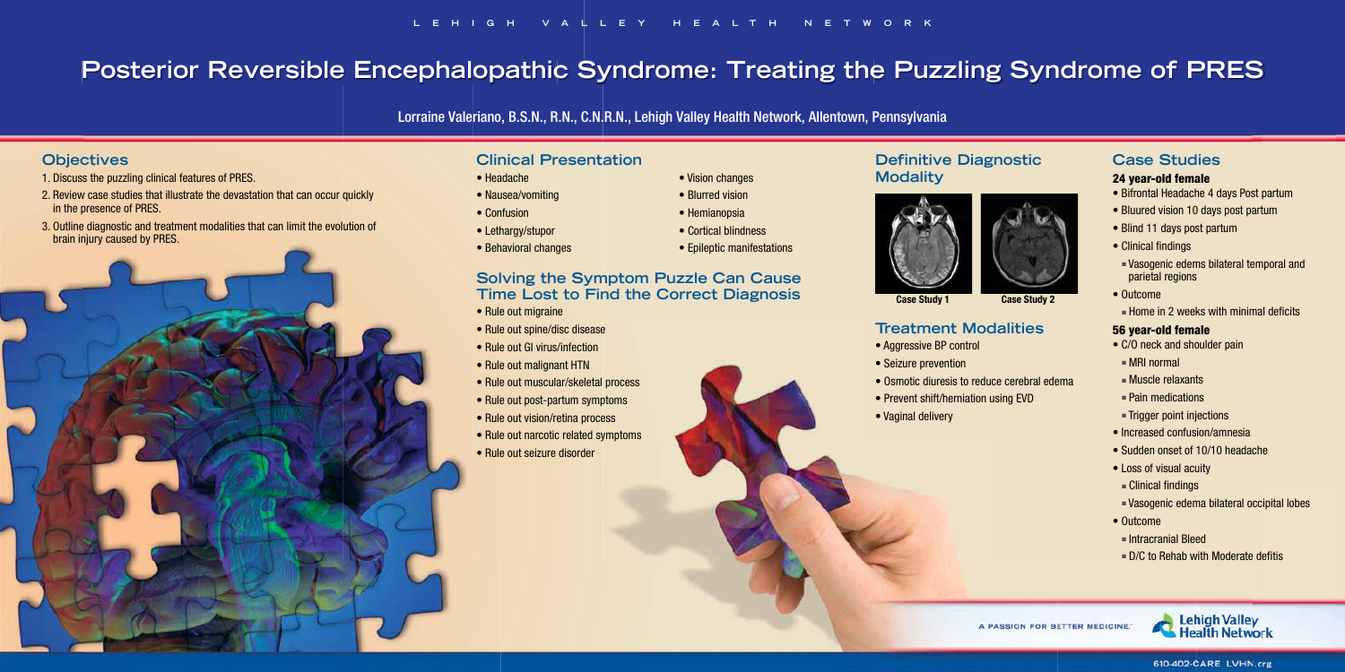LEHIGH VALLEY HEALTH NETWORK

# Posterior Reversible Encephalopathic Syndrome: Treating the Puzzling Syndrome of PRES

Lorraine Valeriano, B.S.N., R.N., C.N.R.N., Lehigh Valley Health Network, Allentown, Pennsylvania

## Objectives

1. Discuss the puzzling clinical features of PRES.
2. Review case studies that illustrate the devastation that can occur quickly in the presence of PRES.
3. Outline diagnostic and treatment modalities that can limit the evolution of brain injury caused by PRES.

## Clinical Presentation

- Headache
- Nausea/vomiting
- Confusion
- Lethargy/stupor
- Behavioral changes
- Vision changes
- Blurred vision
- Hemianopsia
- Cortical blindness
- Epileptic manifestations

## Solving the Symptom Puzzle Can Cause Time Lost to Find the Correct Diagnosis

- Rule out migraine
- Rule out spine/disc disease
- Rule out GI virus/infection
- Rule out malignant HTN
- Rule out muscular/skeletal process
- Rule out post-partum symptoms
- Rule out vision/retina process
- Rule out narcotic related symptoms
- Rule out seizure disorder

## Definitive Diagnostic Modality

Case Study 1

Case Study 2

## Treatment Modalities

- Aggressive BP control
- Seizure prevention
- Osmotic diuresis to reduce cerebral edema
- Prevent shift/herniation using EVD
- Vaginal delivery

## Case Studies

### 24 year-old female

- Bifrontal Headache 4 days Post partum
- Bluured vision 10 days post partum
- Blind 11 days post partum
- Clinical findings
  - Vasogenic edems bilateral temporal and parietal regions
- Outcome
  - Home in 2 weeks with minimal deficits

### 56 year-old female

- C/O neck and shoulder pain
  - MRI normal
  - Muscle relaxants
  - Pain medications
  - Trigger point injections
- Increased confusion/amnesia
- Sudden onset of 10/10 headache
- Loss of visual acuity
  - Clinical findings
  - Vasogenic edema bilateral occipital lobes
- Outcome
  - Intracranial Bleed
  - D/C to Rehab with Moderate defitis

A PASSION FOR BETTER MEDICINE.

Lehigh Valley Health Network

610-402-CARE LVHN.org